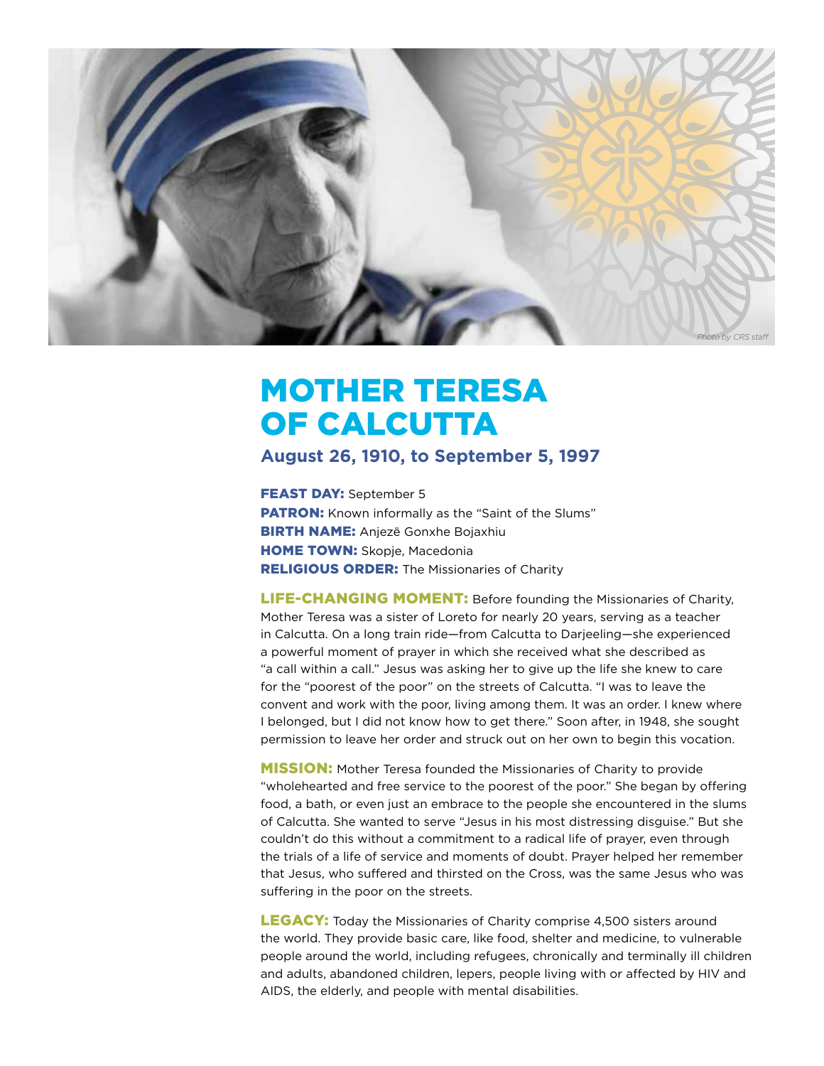*Photo by CRS staff*

# MOTHER TERESA OF CALCUTTA

**August 26, 1910, to September 5, 1997**

**FEAST DAY:** September 5
**PATRON:** Known informally as the "Saint of the Slums"
**BIRTH NAME:** Anjezë Gonxhe Bojaxhiu
**HOME TOWN:** Skopje, Macedonia
**RELIGIOUS ORDER:** The Missionaries of Charity

**LIFE-CHANGING MOMENT:** Before founding the Missionaries of Charity, Mother Teresa was a sister of Loreto for nearly 20 years, serving as a teacher in Calcutta. On a long train ride—from Calcutta to Darjeeling—she experienced a powerful moment of prayer in which she received what she described as "a call within a call." Jesus was asking her to give up the life she knew to care for the "poorest of the poor" on the streets of Calcutta. "I was to leave the convent and work with the poor, living among them. It was an order. I knew where I belonged, but I did not know how to get there." Soon after, in 1948, she sought permission to leave her order and struck out on her own to begin this vocation.

**MISSION:** Mother Teresa founded the Missionaries of Charity to provide "wholehearted and free service to the poorest of the poor." She began by offering food, a bath, or even just an embrace to the people she encountered in the slums of Calcutta. She wanted to serve "Jesus in his most distressing disguise." But she couldn't do this without a commitment to a radical life of prayer, even through the trials of a life of service and moments of doubt. Prayer helped her remember that Jesus, who suffered and thirsted on the Cross, was the same Jesus who was suffering in the poor on the streets.

**LEGACY:** Today the Missionaries of Charity comprise 4,500 sisters around the world. They provide basic care, like food, shelter and medicine, to vulnerable people around the world, including refugees, chronically and terminally ill children and adults, abandoned children, lepers, people living with or affected by HIV and AIDS, the elderly, and people with mental disabilities.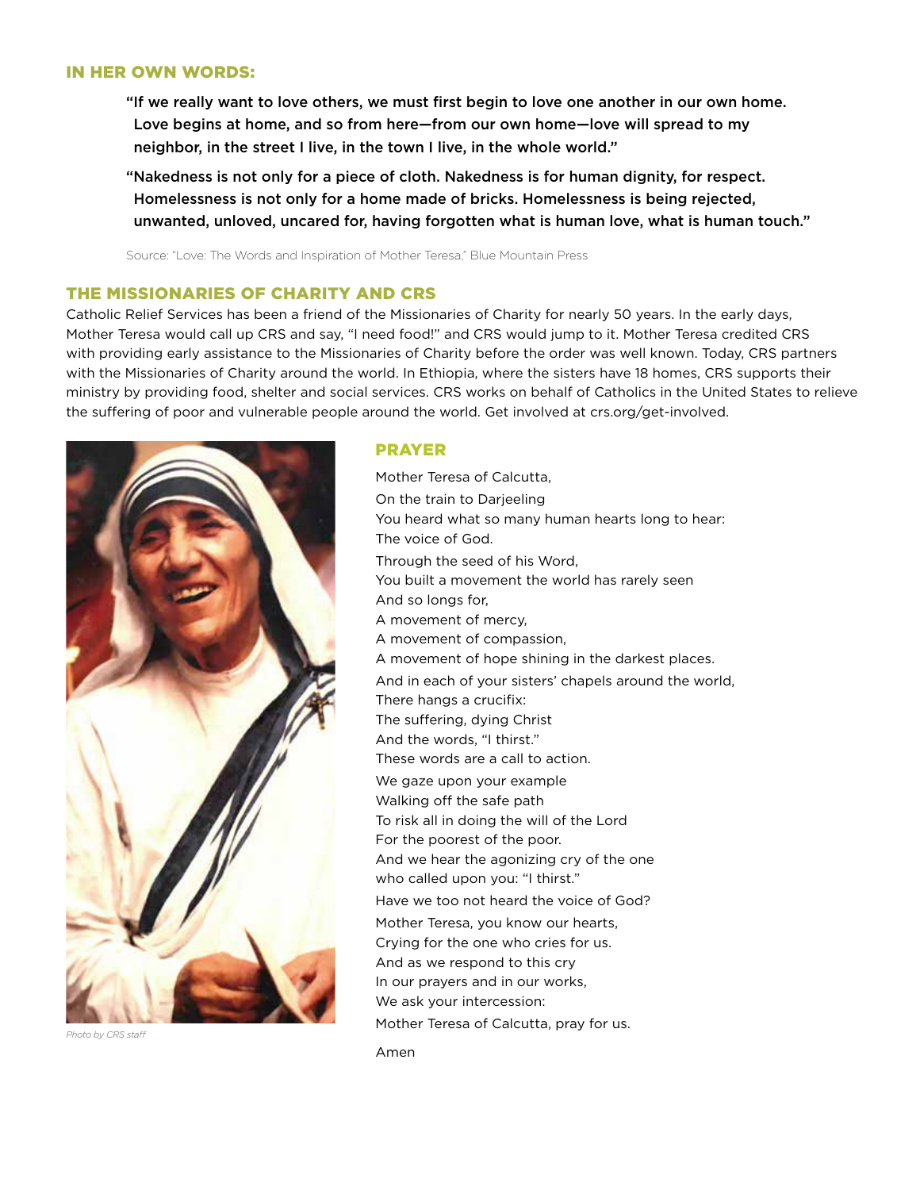## IN HER OWN WORDS:

"If we really want to love others, we must first begin to love one another in our own home. Love begins at home, and so from here—from our own home—love will spread to my neighbor, in the street I live, in the town I live, in the whole world."

"Nakedness is not only for a piece of cloth. Nakedness is for human dignity, for respect. Homelessness is not only for a home made of bricks. Homelessness is being rejected, unwanted, unloved, uncared for, having forgotten what is human love, what is human touch."

Source: "Love: The Words and Inspiration of Mother Teresa," Blue Mountain Press

## THE MISSIONARIES OF CHARITY AND CRS

Catholic Relief Services has been a friend of the Missionaries of Charity for nearly 50 years. In the early days, Mother Teresa would call up CRS and say, "I need food!" and CRS would jump to it. Mother Teresa credited CRS with providing early assistance to the Missionaries of Charity before the order was well known. Today, CRS partners with the Missionaries of Charity around the world. In Ethiopia, where the sisters have 18 homes, CRS supports their ministry by providing food, shelter and social services. CRS works on behalf of Catholics in the United States to relieve the suffering of poor and vulnerable people around the world. Get involved at crs.org/get-involved.

*Photo by CRS staff*

## PRAYER

Mother Teresa of Calcutta,
On the train to Darjeeling
You heard what so many human hearts long to hear:
The voice of God.

Through the seed of his Word,
You built a movement the world has rarely seen
And so longs for,
A movement of mercy,
A movement of compassion,
A movement of hope shining in the darkest places.

And in each of your sisters' chapels around the world,
There hangs a crucifix:
The suffering, dying Christ
And the words, "I thirst."
These words are a call to action.

We gaze upon your example
Walking off the safe path
To risk all in doing the will of the Lord
For the poorest of the poor.
And we hear the agonizing cry of the one
who called upon you: "I thirst."

Have we too not heard the voice of God?

Mother Teresa, you know our hearts,
Crying for the one who cries for us.
And as we respond to this cry
In our prayers and in our works,
We ask your intercession:

Mother Teresa of Calcutta, pray for us.

Amen